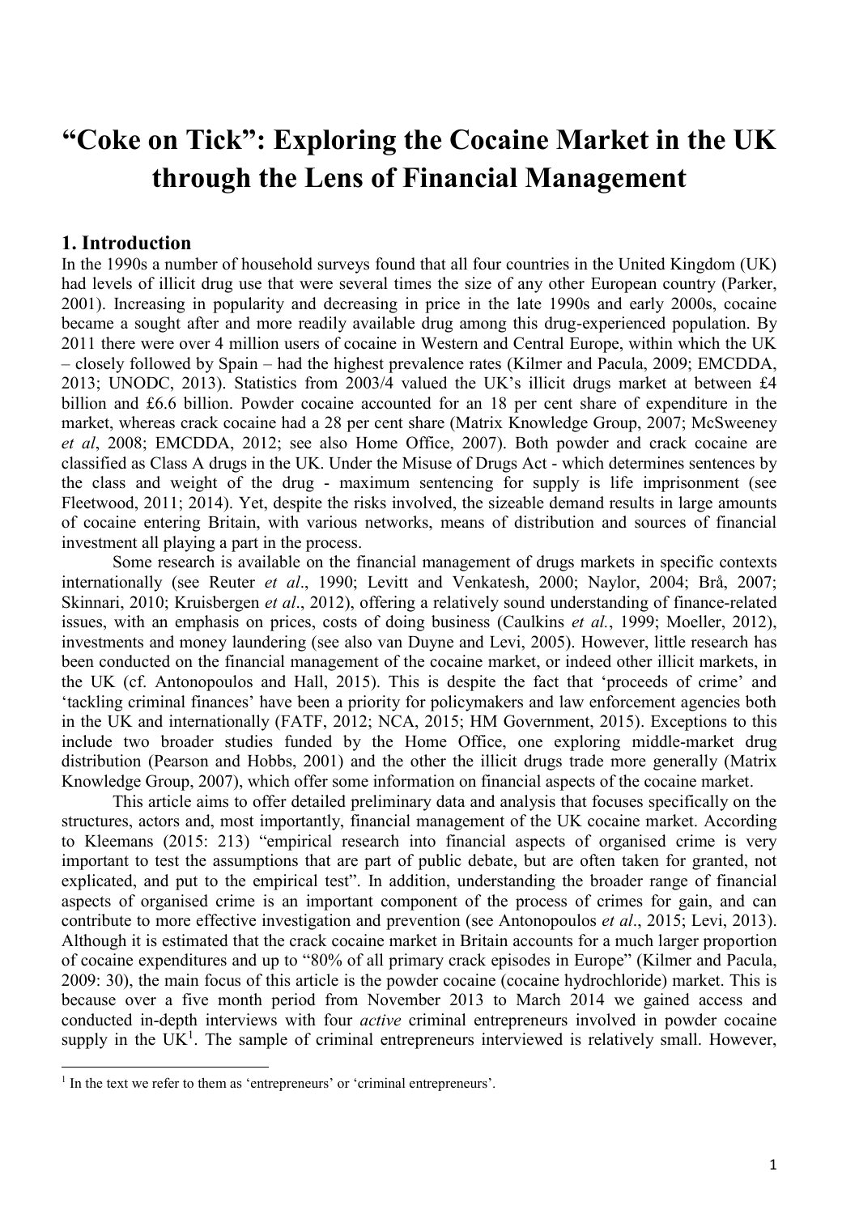# "Coke on Tick": Exploring the Cocaine Market in the UK through the Lens of Financial Management

## 1. Introduction

In the 1990s a number of household surveys found that all four countries in the United Kingdom (UK) had levels of illicit drug use that were several times the size of any other European country (Parker, 2001). Increasing in popularity and decreasing in price in the late 1990s and early 2000s, cocaine became a sought after and more readily available drug among this drug-experienced population. By 2011 there were over 4 million users of cocaine in Western and Central Europe, within which the UK – closely followed by Spain – had the highest prevalence rates (Kilmer and Pacula, 2009; EMCDDA, 2013; UNODC, 2013). Statistics from 2003/4 valued the UK's illicit drugs market at between £4 billion and £6.6 billion. Powder cocaine accounted for an 18 per cent share of expenditure in the market, whereas crack cocaine had a 28 per cent share (Matrix Knowledge Group, 2007; McSweeney *et al*, 2008; EMCDDA, 2012; see also Home Office, 2007). Both powder and crack cocaine are classified as Class A drugs in the UK. Under the Misuse of Drugs Act - which determines sentences by the class and weight of the drug - maximum sentencing for supply is life imprisonment (see Fleetwood, 2011; 2014). Yet, despite the risks involved, the sizeable demand results in large amounts of cocaine entering Britain, with various networks, means of distribution and sources of financial investment all playing a part in the process.

Some research is available on the financial management of drugs markets in specific contexts internationally (see Reuter *et al*., 1990; Levitt and Venkatesh, 2000; Naylor, 2004; Brå, 2007; Skinnari, 2010; Kruisbergen *et al*., 2012), offering a relatively sound understanding of finance-related issues, with an emphasis on prices, costs of doing business (Caulkins *et al.*, 1999; Moeller, 2012), investments and money laundering (see also van Duyne and Levi, 2005). However, little research has been conducted on the financial management of the cocaine market, or indeed other illicit markets, in the UK (cf. Antonopoulos and Hall, 2015). This is despite the fact that 'proceeds of crime' and 'tackling criminal finances' have been a priority for policymakers and law enforcement agencies both in the UK and internationally (FATF, 2012; NCA, 2015; HM Government, 2015). Exceptions to this include two broader studies funded by the Home Office, one exploring middle-market drug distribution (Pearson and Hobbs, 2001) and the other the illicit drugs trade more generally (Matrix Knowledge Group, 2007), which offer some information on financial aspects of the cocaine market.

This article aims to offer detailed preliminary data and analysis that focuses specifically on the structures, actors and, most importantly, financial management of the UK cocaine market. According to Kleemans (2015: 213) "empirical research into financial aspects of organised crime is very important to test the assumptions that are part of public debate, but are often taken for granted, not explicated, and put to the empirical test". In addition, understanding the broader range of financial aspects of organised crime is an important component of the process of crimes for gain, and can contribute to more effective investigation and prevention (see Antonopoulos *et al*., 2015; Levi, 2013). Although it is estimated that the crack cocaine market in Britain accounts for a much larger proportion of cocaine expenditures and up to "80% of all primary crack episodes in Europe" (Kilmer and Pacula, 2009: 30), the main focus of this article is the powder cocaine (cocaine hydrochloride) market. This is because over a five month period from November 2013 to March 2014 we gained access and conducted in-depth interviews with four *active* criminal entrepreneurs involved in powder cocaine supply in the UK[1]. The sample of criminal entrepreneurs interviewed is relatively small. However,

[1] In the text we refer to them as 'entrepreneurs' or 'criminal entrepreneurs'.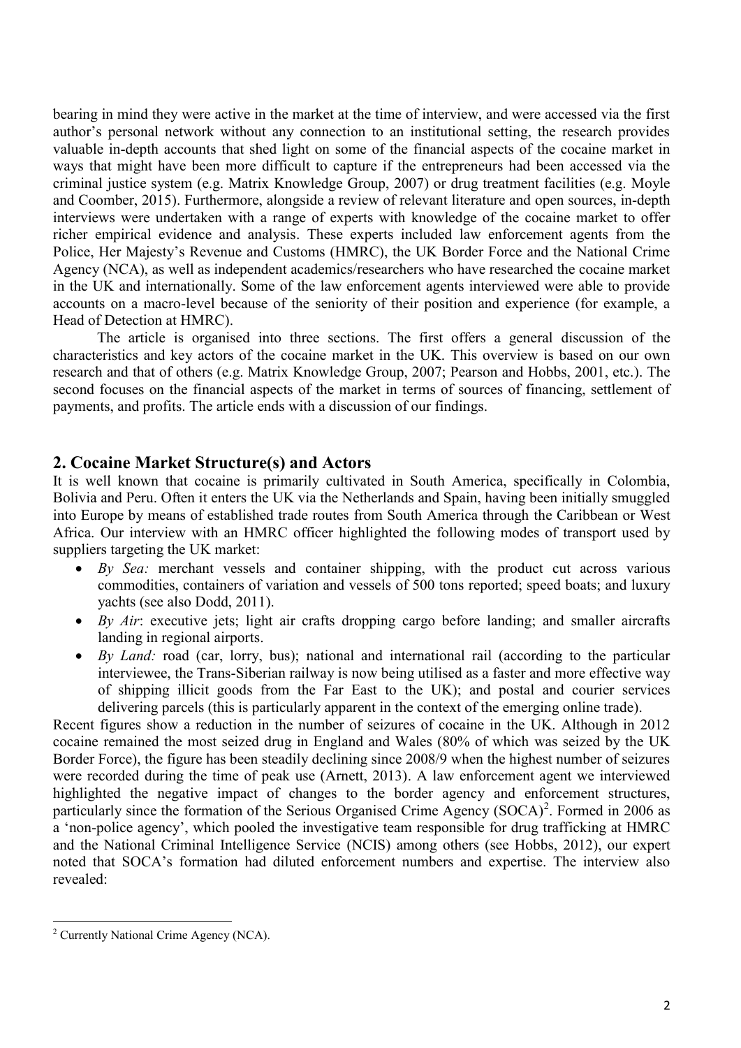bearing in mind they were active in the market at the time of interview, and were accessed via the first author's personal network without any connection to an institutional setting, the research provides valuable in-depth accounts that shed light on some of the financial aspects of the cocaine market in ways that might have been more difficult to capture if the entrepreneurs had been accessed via the criminal justice system (e.g. Matrix Knowledge Group, 2007) or drug treatment facilities (e.g. Moyle and Coomber, 2015). Furthermore, alongside a review of relevant literature and open sources, in-depth interviews were undertaken with a range of experts with knowledge of the cocaine market to offer richer empirical evidence and analysis. These experts included law enforcement agents from the Police, Her Majesty's Revenue and Customs (HMRC), the UK Border Force and the National Crime Agency (NCA), as well as independent academics/researchers who have researched the cocaine market in the UK and internationally. Some of the law enforcement agents interviewed were able to provide accounts on a macro-level because of the seniority of their position and experience (for example, a Head of Detection at HMRC).

The article is organised into three sections. The first offers a general discussion of the characteristics and key actors of the cocaine market in the UK. This overview is based on our own research and that of others (e.g. Matrix Knowledge Group, 2007; Pearson and Hobbs, 2001, etc.). The second focuses on the financial aspects of the market in terms of sources of financing, settlement of payments, and profits. The article ends with a discussion of our findings.

## 2. Cocaine Market Structure(s) and Actors

It is well known that cocaine is primarily cultivated in South America, specifically in Colombia, Bolivia and Peru. Often it enters the UK via the Netherlands and Spain, having been initially smuggled into Europe by means of established trade routes from South America through the Caribbean or West Africa. Our interview with an HMRC officer highlighted the following modes of transport used by suppliers targeting the UK market:

- *By Sea:* merchant vessels and container shipping, with the product cut across various commodities, containers of variation and vessels of 500 tons reported; speed boats; and luxury yachts (see also Dodd, 2011).
- *By Air*: executive jets; light air crafts dropping cargo before landing; and smaller aircrafts landing in regional airports.
- *By Land:* road (car, lorry, bus); national and international rail (according to the particular interviewee, the Trans-Siberian railway is now being utilised as a faster and more effective way of shipping illicit goods from the Far East to the UK); and postal and courier services delivering parcels (this is particularly apparent in the context of the emerging online trade).

Recent figures show a reduction in the number of seizures of cocaine in the UK. Although in 2012 cocaine remained the most seized drug in England and Wales (80% of which was seized by the UK Border Force), the figure has been steadily declining since 2008/9 when the highest number of seizures were recorded during the time of peak use (Arnett, 2013). A law enforcement agent we interviewed highlighted the negative impact of changes to the border agency and enforcement structures, particularly since the formation of the Serious Organised Crime Agency (SOCA)[2]. Formed in 2006 as a 'non-police agency', which pooled the investigative team responsible for drug trafficking at HMRC and the National Criminal Intelligence Service (NCIS) among others (see Hobbs, 2012), our expert noted that SOCA's formation had diluted enforcement numbers and expertise. The interview also revealed:

[2] Currently National Crime Agency (NCA).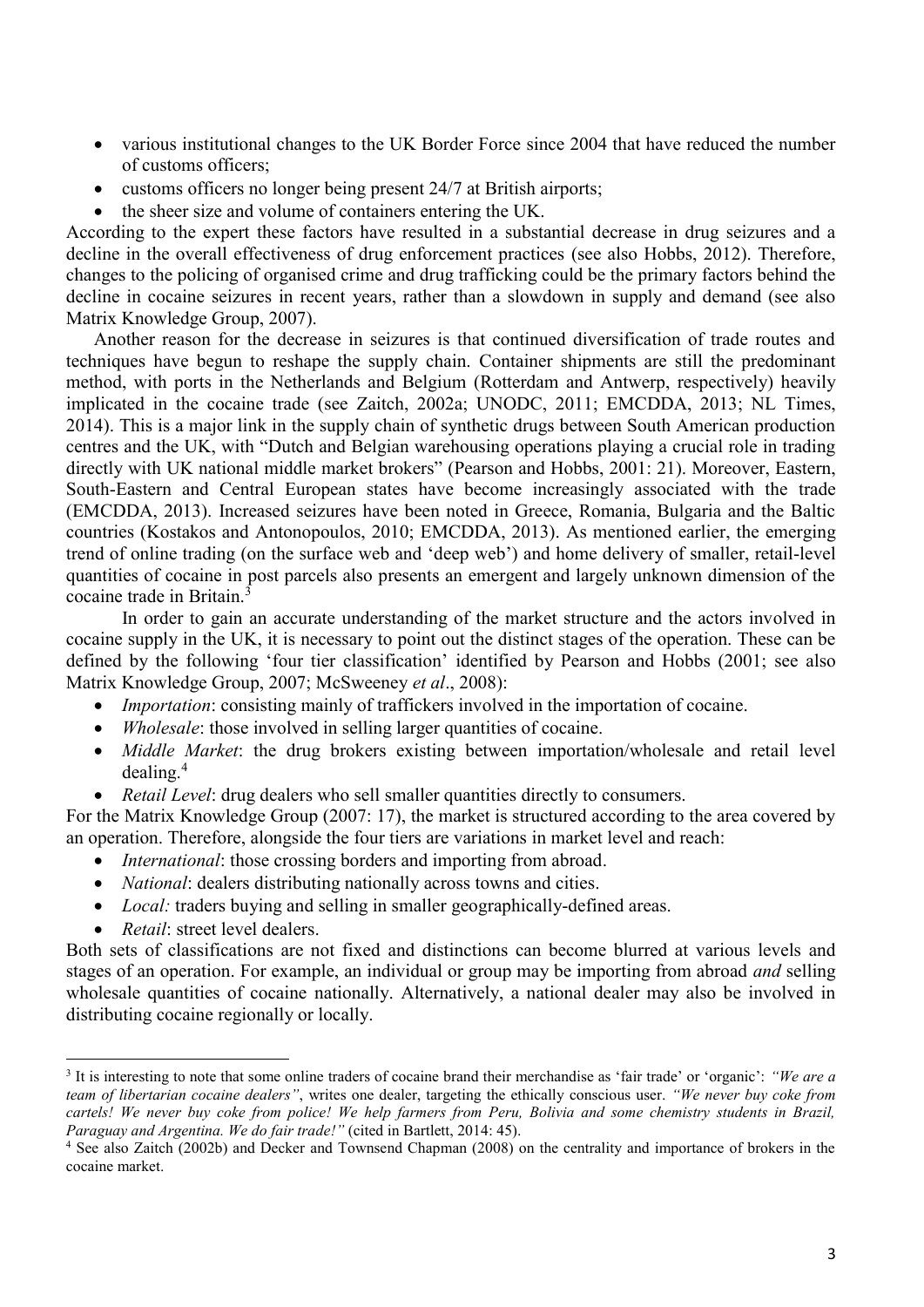- various institutional changes to the UK Border Force since 2004 that have reduced the number of customs officers;
- customs officers no longer being present 24/7 at British airports;
- the sheer size and volume of containers entering the UK.

According to the expert these factors have resulted in a substantial decrease in drug seizures and a decline in the overall effectiveness of drug enforcement practices (see also Hobbs, 2012). Therefore, changes to the policing of organised crime and drug trafficking could be the primary factors behind the decline in cocaine seizures in recent years, rather than a slowdown in supply and demand (see also Matrix Knowledge Group, 2007).

Another reason for the decrease in seizures is that continued diversification of trade routes and techniques have begun to reshape the supply chain. Container shipments are still the predominant method, with ports in the Netherlands and Belgium (Rotterdam and Antwerp, respectively) heavily implicated in the cocaine trade (see Zaitch, 2002a; UNODC, 2011; EMCDDA, 2013; NL Times, 2014). This is a major link in the supply chain of synthetic drugs between South American production centres and the UK, with "Dutch and Belgian warehousing operations playing a crucial role in trading directly with UK national middle market brokers" (Pearson and Hobbs, 2001: 21). Moreover, Eastern, South-Eastern and Central European states have become increasingly associated with the trade (EMCDDA, 2013). Increased seizures have been noted in Greece, Romania, Bulgaria and the Baltic countries (Kostakos and Antonopoulos, 2010; EMCDDA, 2013). As mentioned earlier, the emerging trend of online trading (on the surface web and 'deep web') and home delivery of smaller, retail-level quantities of cocaine in post parcels also presents an emergent and largely unknown dimension of the cocaine trade in Britain.[3]

In order to gain an accurate understanding of the market structure and the actors involved in cocaine supply in the UK, it is necessary to point out the distinct stages of the operation. These can be defined by the following 'four tier classification' identified by Pearson and Hobbs (2001; see also Matrix Knowledge Group, 2007; McSweeney *et al*., 2008):

- *Importation*: consisting mainly of traffickers involved in the importation of cocaine.
- *Wholesale*: those involved in selling larger quantities of cocaine.
- *Middle Market*: the drug brokers existing between importation/wholesale and retail level dealing.[4]
- *Retail Level*: drug dealers who sell smaller quantities directly to consumers.

For the Matrix Knowledge Group (2007: 17), the market is structured according to the area covered by an operation. Therefore, alongside the four tiers are variations in market level and reach:

- *International*: those crossing borders and importing from abroad.
- *National*: dealers distributing nationally across towns and cities.
- *Local:* traders buying and selling in smaller geographically-defined areas.
- *Retail*: street level dealers.

Both sets of classifications are not fixed and distinctions can become blurred at various levels and stages of an operation. For example, an individual or group may be importing from abroad *and* selling wholesale quantities of cocaine nationally. Alternatively, a national dealer may also be involved in distributing cocaine regionally or locally.

---

[3] It is interesting to note that some online traders of cocaine brand their merchandise as 'fair trade' or 'organic': *"We are a team of libertarian cocaine dealers"*, writes one dealer, targeting the ethically conscious user. *"We never buy coke from cartels! We never buy coke from police! We help farmers from Peru, Bolivia and some chemistry students in Brazil, Paraguay and Argentina. We do fair trade!"* (cited in Bartlett, 2014: 45).

[4] See also Zaitch (2002b) and Decker and Townsend Chapman (2008) on the centrality and importance of brokers in the cocaine market.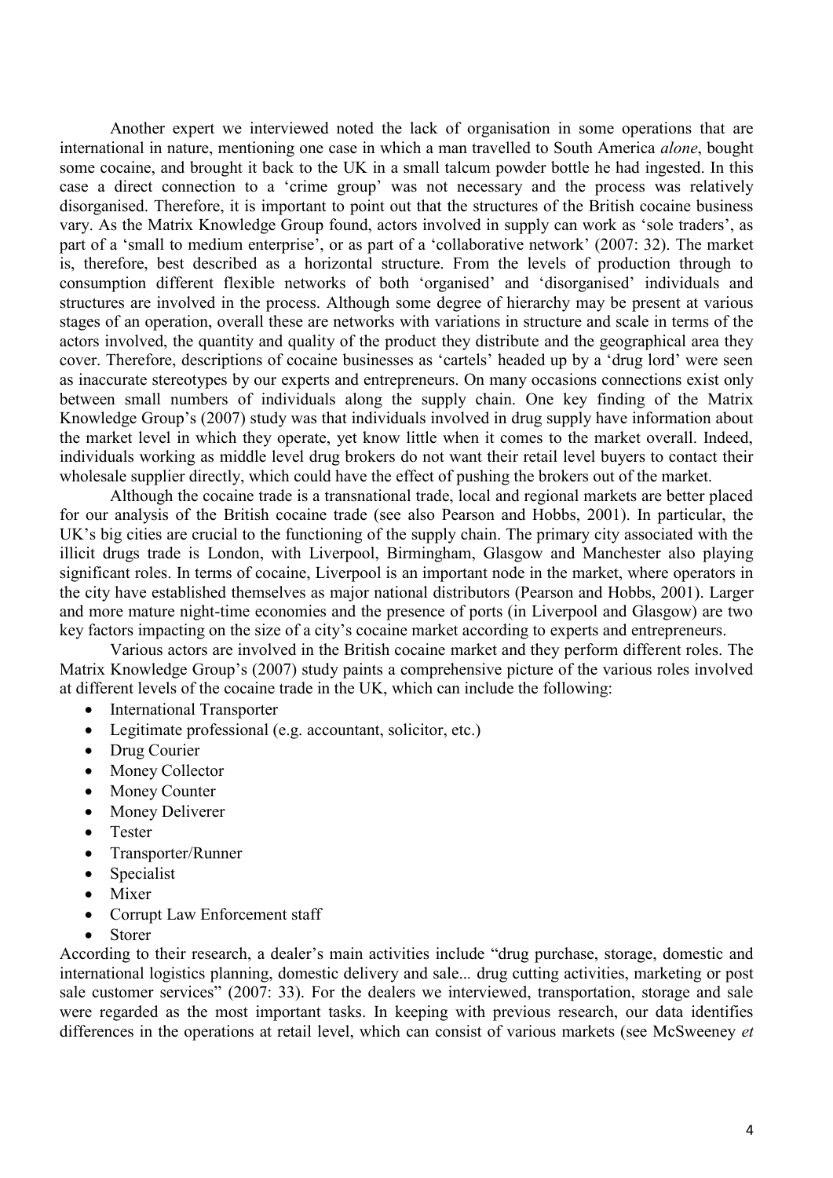Another expert we interviewed noted the lack of organisation in some operations that are international in nature, mentioning one case in which a man travelled to South America *alone*, bought some cocaine, and brought it back to the UK in a small talcum powder bottle he had ingested. In this case a direct connection to a 'crime group' was not necessary and the process was relatively disorganised. Therefore, it is important to point out that the structures of the British cocaine business vary. As the Matrix Knowledge Group found, actors involved in supply can work as 'sole traders', as part of a 'small to medium enterprise', or as part of a 'collaborative network' (2007: 32). The market is, therefore, best described as a horizontal structure. From the levels of production through to consumption different flexible networks of both 'organised' and 'disorganised' individuals and structures are involved in the process. Although some degree of hierarchy may be present at various stages of an operation, overall these are networks with variations in structure and scale in terms of the actors involved, the quantity and quality of the product they distribute and the geographical area they cover. Therefore, descriptions of cocaine businesses as 'cartels' headed up by a 'drug lord' were seen as inaccurate stereotypes by our experts and entrepreneurs. On many occasions connections exist only between small numbers of individuals along the supply chain. One key finding of the Matrix Knowledge Group's (2007) study was that individuals involved in drug supply have information about the market level in which they operate, yet know little when it comes to the market overall. Indeed, individuals working as middle level drug brokers do not want their retail level buyers to contact their wholesale supplier directly, which could have the effect of pushing the brokers out of the market.

Although the cocaine trade is a transnational trade, local and regional markets are better placed for our analysis of the British cocaine trade (see also Pearson and Hobbs, 2001). In particular, the UK's big cities are crucial to the functioning of the supply chain. The primary city associated with the illicit drugs trade is London, with Liverpool, Birmingham, Glasgow and Manchester also playing significant roles. In terms of cocaine, Liverpool is an important node in the market, where operators in the city have established themselves as major national distributors (Pearson and Hobbs, 2001). Larger and more mature night-time economies and the presence of ports (in Liverpool and Glasgow) are two key factors impacting on the size of a city's cocaine market according to experts and entrepreneurs.

Various actors are involved in the British cocaine market and they perform different roles. The Matrix Knowledge Group's (2007) study paints a comprehensive picture of the various roles involved at different levels of the cocaine trade in the UK, which can include the following:

- International Transporter
- Legitimate professional (e.g. accountant, solicitor, etc.)
- Drug Courier
- Money Collector
- Money Counter
- Money Deliverer
- Tester
- Transporter/Runner
- Specialist
- Mixer
- Corrupt Law Enforcement staff
- Storer

According to their research, a dealer's main activities include "drug purchase, storage, domestic and international logistics planning, domestic delivery and sale... drug cutting activities, marketing or post sale customer services" (2007: 33). For the dealers we interviewed, transportation, storage and sale were regarded as the most important tasks. In keeping with previous research, our data identifies differences in the operations at retail level, which can consist of various markets (see McSweeney *et*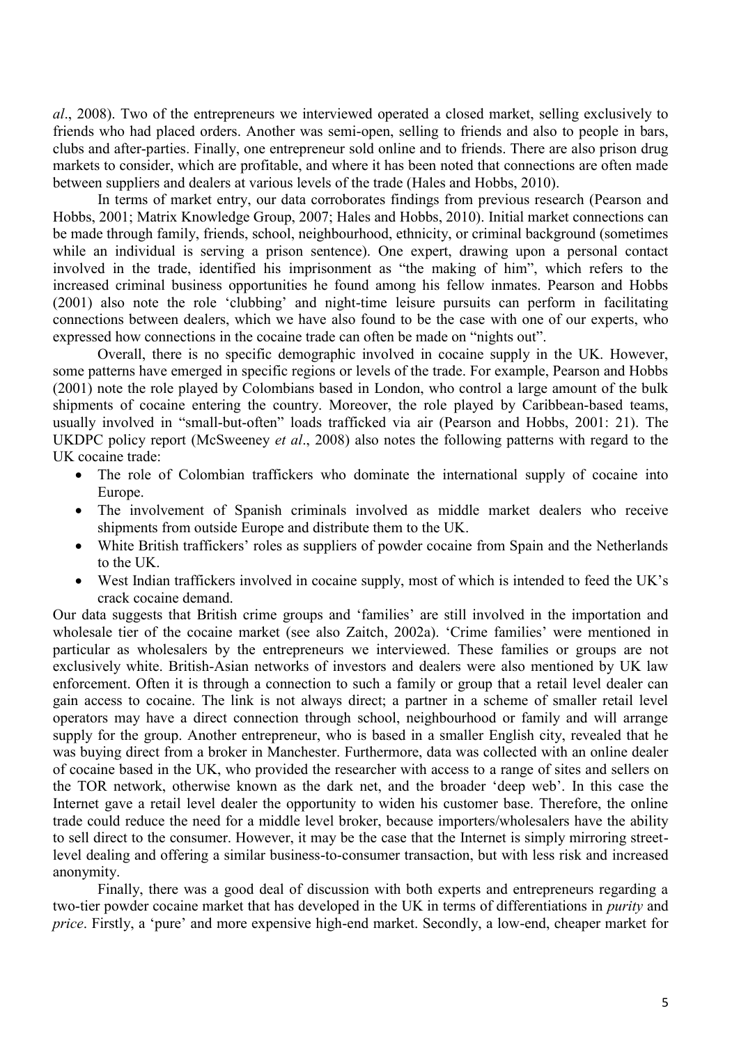*al*., 2008). Two of the entrepreneurs we interviewed operated a closed market, selling exclusively to friends who had placed orders. Another was semi-open, selling to friends and also to people in bars, clubs and after-parties. Finally, one entrepreneur sold online and to friends. There are also prison drug markets to consider, which are profitable, and where it has been noted that connections are often made between suppliers and dealers at various levels of the trade (Hales and Hobbs, 2010).

In terms of market entry, our data corroborates findings from previous research (Pearson and Hobbs, 2001; Matrix Knowledge Group, 2007; Hales and Hobbs, 2010). Initial market connections can be made through family, friends, school, neighbourhood, ethnicity, or criminal background (sometimes while an individual is serving a prison sentence). One expert, drawing upon a personal contact involved in the trade, identified his imprisonment as "the making of him", which refers to the increased criminal business opportunities he found among his fellow inmates. Pearson and Hobbs (2001) also note the role 'clubbing' and night-time leisure pursuits can perform in facilitating connections between dealers, which we have also found to be the case with one of our experts, who expressed how connections in the cocaine trade can often be made on "nights out".

Overall, there is no specific demographic involved in cocaine supply in the UK. However, some patterns have emerged in specific regions or levels of the trade. For example, Pearson and Hobbs (2001) note the role played by Colombians based in London, who control a large amount of the bulk shipments of cocaine entering the country. Moreover, the role played by Caribbean-based teams, usually involved in "small-but-often" loads trafficked via air (Pearson and Hobbs, 2001: 21). The UKDPC policy report (McSweeney *et al*., 2008) also notes the following patterns with regard to the UK cocaine trade:

- The role of Colombian traffickers who dominate the international supply of cocaine into Europe.
- The involvement of Spanish criminals involved as middle market dealers who receive shipments from outside Europe and distribute them to the UK.
- White British traffickers' roles as suppliers of powder cocaine from Spain and the Netherlands to the UK.
- West Indian traffickers involved in cocaine supply, most of which is intended to feed the UK's crack cocaine demand.

Our data suggests that British crime groups and 'families' are still involved in the importation and wholesale tier of the cocaine market (see also Zaitch, 2002a). 'Crime families' were mentioned in particular as wholesalers by the entrepreneurs we interviewed. These families or groups are not exclusively white. British-Asian networks of investors and dealers were also mentioned by UK law enforcement. Often it is through a connection to such a family or group that a retail level dealer can gain access to cocaine. The link is not always direct; a partner in a scheme of smaller retail level operators may have a direct connection through school, neighbourhood or family and will arrange supply for the group. Another entrepreneur, who is based in a smaller English city, revealed that he was buying direct from a broker in Manchester. Furthermore, data was collected with an online dealer of cocaine based in the UK, who provided the researcher with access to a range of sites and sellers on the TOR network, otherwise known as the dark net, and the broader 'deep web'. In this case the Internet gave a retail level dealer the opportunity to widen his customer base. Therefore, the online trade could reduce the need for a middle level broker, because importers/wholesalers have the ability to sell direct to the consumer. However, it may be the case that the Internet is simply mirroring street-level dealing and offering a similar business-to-consumer transaction, but with less risk and increased anonymity.

Finally, there was a good deal of discussion with both experts and entrepreneurs regarding a two-tier powder cocaine market that has developed in the UK in terms of differentiations in *purity* and *price*. Firstly, a 'pure' and more expensive high-end market. Secondly, a low-end, cheaper market for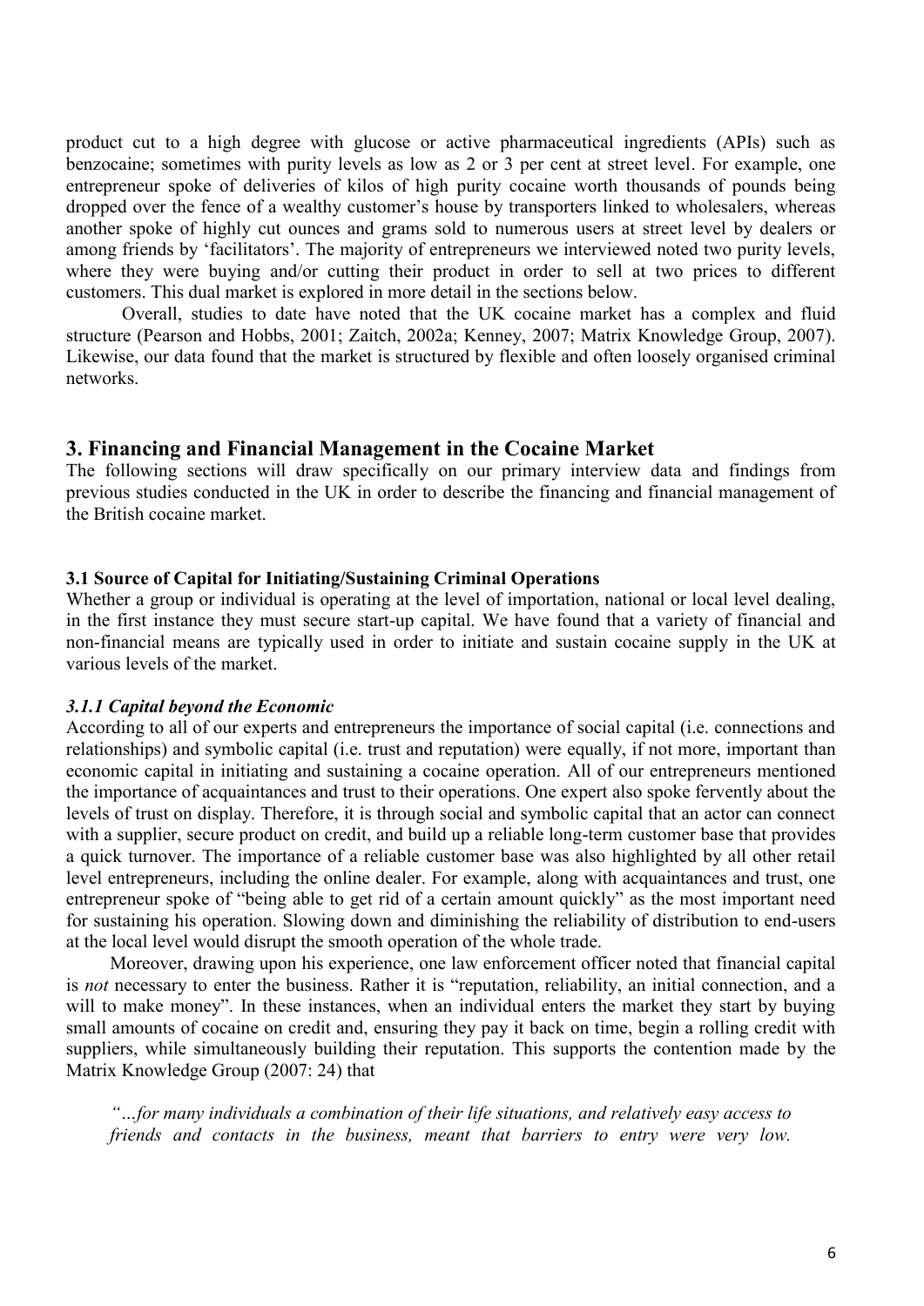product cut to a high degree with glucose or active pharmaceutical ingredients (APIs) such as benzocaine; sometimes with purity levels as low as 2 or 3 per cent at street level. For example, one entrepreneur spoke of deliveries of kilos of high purity cocaine worth thousands of pounds being dropped over the fence of a wealthy customer's house by transporters linked to wholesalers, whereas another spoke of highly cut ounces and grams sold to numerous users at street level by dealers or among friends by 'facilitators'. The majority of entrepreneurs we interviewed noted two purity levels, where they were buying and/or cutting their product in order to sell at two prices to different customers. This dual market is explored in more detail in the sections below.

Overall, studies to date have noted that the UK cocaine market has a complex and fluid structure (Pearson and Hobbs, 2001; Zaitch, 2002a; Kenney, 2007; Matrix Knowledge Group, 2007). Likewise, our data found that the market is structured by flexible and often loosely organised criminal networks.

## 3. Financing and Financial Management in the Cocaine Market

The following sections will draw specifically on our primary interview data and findings from previous studies conducted in the UK in order to describe the financing and financial management of the British cocaine market.

### 3.1 Source of Capital for Initiating/Sustaining Criminal Operations

Whether a group or individual is operating at the level of importation, national or local level dealing, in the first instance they must secure start-up capital. We have found that a variety of financial and non-financial means are typically used in order to initiate and sustain cocaine supply in the UK at various levels of the market.

#### *3.1.1 Capital beyond the Economic*

According to all of our experts and entrepreneurs the importance of social capital (i.e. connections and relationships) and symbolic capital (i.e. trust and reputation) were equally, if not more, important than economic capital in initiating and sustaining a cocaine operation. All of our entrepreneurs mentioned the importance of acquaintances and trust to their operations. One expert also spoke fervently about the levels of trust on display. Therefore, it is through social and symbolic capital that an actor can connect with a supplier, secure product on credit, and build up a reliable long-term customer base that provides a quick turnover. The importance of a reliable customer base was also highlighted by all other retail level entrepreneurs, including the online dealer. For example, along with acquaintances and trust, one entrepreneur spoke of "being able to get rid of a certain amount quickly" as the most important need for sustaining his operation. Slowing down and diminishing the reliability of distribution to end-users at the local level would disrupt the smooth operation of the whole trade.

Moreover, drawing upon his experience, one law enforcement officer noted that financial capital is *not* necessary to enter the business. Rather it is "reputation, reliability, an initial connection, and a will to make money". In these instances, when an individual enters the market they start by buying small amounts of cocaine on credit and, ensuring they pay it back on time, begin a rolling credit with suppliers, while simultaneously building their reputation. This supports the contention made by the Matrix Knowledge Group (2007: 24) that

*"…for many individuals a combination of their life situations, and relatively easy access to friends and contacts in the business, meant that barriers to entry were very low.*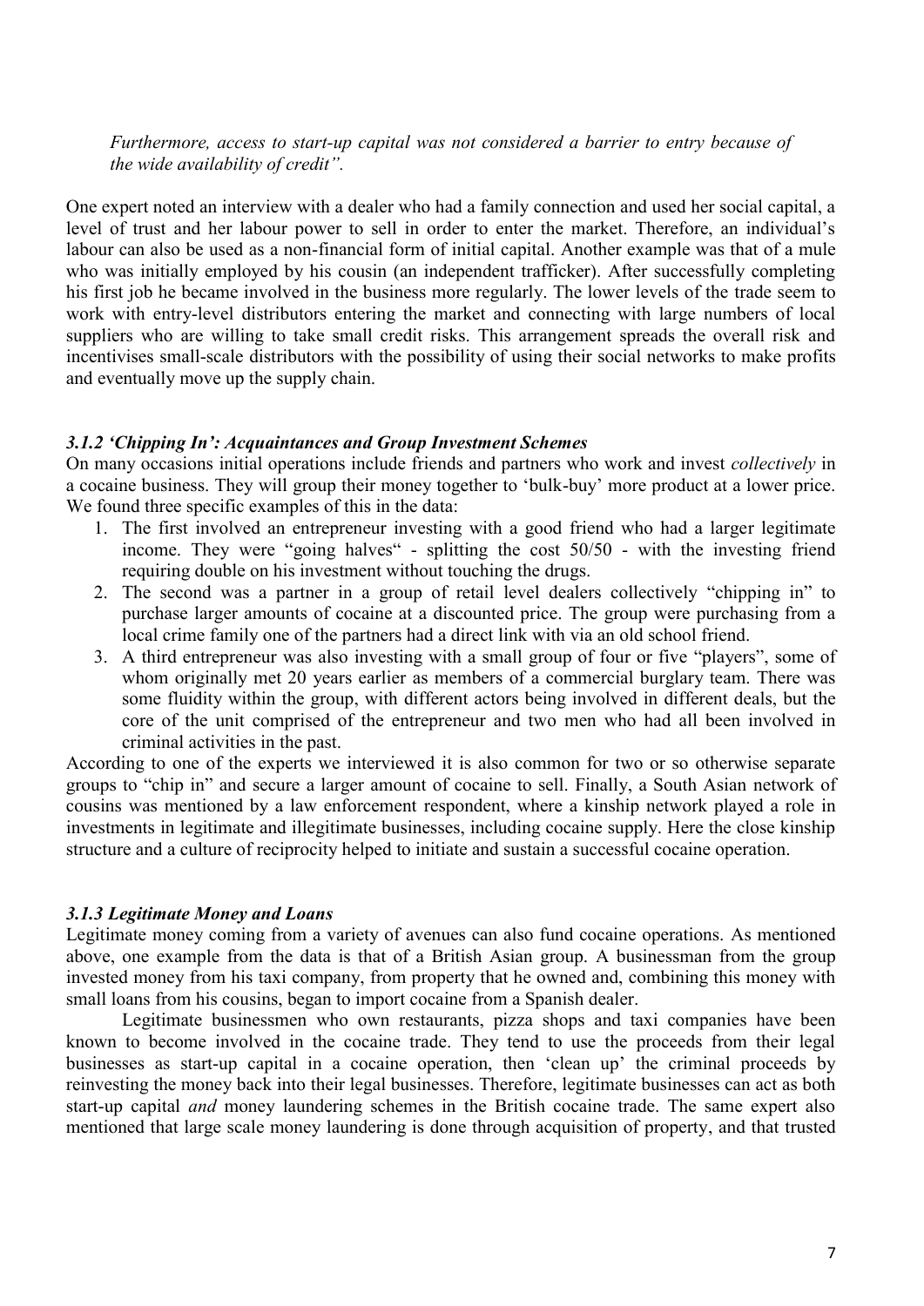*Furthermore, access to start-up capital was not considered a barrier to entry because of the wide availability of credit".*

One expert noted an interview with a dealer who had a family connection and used her social capital, a level of trust and her labour power to sell in order to enter the market. Therefore, an individual's labour can also be used as a non-financial form of initial capital. Another example was that of a mule who was initially employed by his cousin (an independent trafficker). After successfully completing his first job he became involved in the business more regularly. The lower levels of the trade seem to work with entry-level distributors entering the market and connecting with large numbers of local suppliers who are willing to take small credit risks. This arrangement spreads the overall risk and incentivises small-scale distributors with the possibility of using their social networks to make profits and eventually move up the supply chain.

### *3.1.2 'Chipping In': Acquaintances and Group Investment Schemes*

On many occasions initial operations include friends and partners who work and invest *collectively* in a cocaine business. They will group their money together to 'bulk-buy' more product at a lower price. We found three specific examples of this in the data:

1. The first involved an entrepreneur investing with a good friend who had a larger legitimate income. They were "going halves" - splitting the cost 50/50 - with the investing friend requiring double on his investment without touching the drugs.
2. The second was a partner in a group of retail level dealers collectively "chipping in" to purchase larger amounts of cocaine at a discounted price. The group were purchasing from a local crime family one of the partners had a direct link with via an old school friend.
3. A third entrepreneur was also investing with a small group of four or five "players", some of whom originally met 20 years earlier as members of a commercial burglary team. There was some fluidity within the group, with different actors being involved in different deals, but the core of the unit comprised of the entrepreneur and two men who had all been involved in criminal activities in the past.

According to one of the experts we interviewed it is also common for two or so otherwise separate groups to "chip in" and secure a larger amount of cocaine to sell. Finally, a South Asian network of cousins was mentioned by a law enforcement respondent, where a kinship network played a role in investments in legitimate and illegitimate businesses, including cocaine supply. Here the close kinship structure and a culture of reciprocity helped to initiate and sustain a successful cocaine operation.

### *3.1.3 Legitimate Money and Loans*

Legitimate money coming from a variety of avenues can also fund cocaine operations. As mentioned above, one example from the data is that of a British Asian group. A businessman from the group invested money from his taxi company, from property that he owned and, combining this money with small loans from his cousins, began to import cocaine from a Spanish dealer.

Legitimate businessmen who own restaurants, pizza shops and taxi companies have been known to become involved in the cocaine trade. They tend to use the proceeds from their legal businesses as start-up capital in a cocaine operation, then 'clean up' the criminal proceeds by reinvesting the money back into their legal businesses. Therefore, legitimate businesses can act as both start-up capital *and* money laundering schemes in the British cocaine trade. The same expert also mentioned that large scale money laundering is done through acquisition of property, and that trusted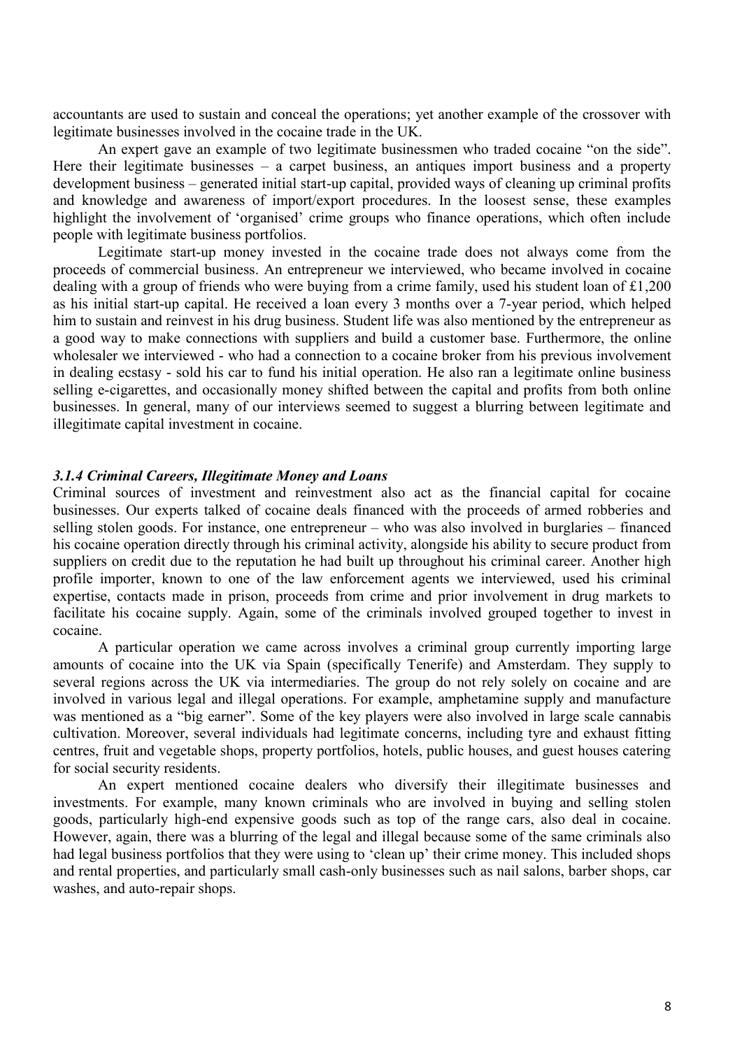accountants are used to sustain and conceal the operations; yet another example of the crossover with legitimate businesses involved in the cocaine trade in the UK.

An expert gave an example of two legitimate businessmen who traded cocaine "on the side". Here their legitimate businesses – a carpet business, an antiques import business and a property development business – generated initial start-up capital, provided ways of cleaning up criminal profits and knowledge and awareness of import/export procedures. In the loosest sense, these examples highlight the involvement of 'organised' crime groups who finance operations, which often include people with legitimate business portfolios.

Legitimate start-up money invested in the cocaine trade does not always come from the proceeds of commercial business. An entrepreneur we interviewed, who became involved in cocaine dealing with a group of friends who were buying from a crime family, used his student loan of £1,200 as his initial start-up capital. He received a loan every 3 months over a 7-year period, which helped him to sustain and reinvest in his drug business. Student life was also mentioned by the entrepreneur as a good way to make connections with suppliers and build a customer base. Furthermore, the online wholesaler we interviewed - who had a connection to a cocaine broker from his previous involvement in dealing ecstasy - sold his car to fund his initial operation. He also ran a legitimate online business selling e-cigarettes, and occasionally money shifted between the capital and profits from both online businesses. In general, many of our interviews seemed to suggest a blurring between legitimate and illegitimate capital investment in cocaine.

#### *3.1.4 Criminal Careers, Illegitimate Money and Loans*

Criminal sources of investment and reinvestment also act as the financial capital for cocaine businesses. Our experts talked of cocaine deals financed with the proceeds of armed robberies and selling stolen goods. For instance, one entrepreneur – who was also involved in burglaries – financed his cocaine operation directly through his criminal activity, alongside his ability to secure product from suppliers on credit due to the reputation he had built up throughout his criminal career. Another high profile importer, known to one of the law enforcement agents we interviewed, used his criminal expertise, contacts made in prison, proceeds from crime and prior involvement in drug markets to facilitate his cocaine supply. Again, some of the criminals involved grouped together to invest in cocaine.

A particular operation we came across involves a criminal group currently importing large amounts of cocaine into the UK via Spain (specifically Tenerife) and Amsterdam. They supply to several regions across the UK via intermediaries. The group do not rely solely on cocaine and are involved in various legal and illegal operations. For example, amphetamine supply and manufacture was mentioned as a "big earner". Some of the key players were also involved in large scale cannabis cultivation. Moreover, several individuals had legitimate concerns, including tyre and exhaust fitting centres, fruit and vegetable shops, property portfolios, hotels, public houses, and guest houses catering for social security residents.

An expert mentioned cocaine dealers who diversify their illegitimate businesses and investments. For example, many known criminals who are involved in buying and selling stolen goods, particularly high-end expensive goods such as top of the range cars, also deal in cocaine. However, again, there was a blurring of the legal and illegal because some of the same criminals also had legal business portfolios that they were using to 'clean up' their crime money. This included shops and rental properties, and particularly small cash-only businesses such as nail salons, barber shops, car washes, and auto-repair shops.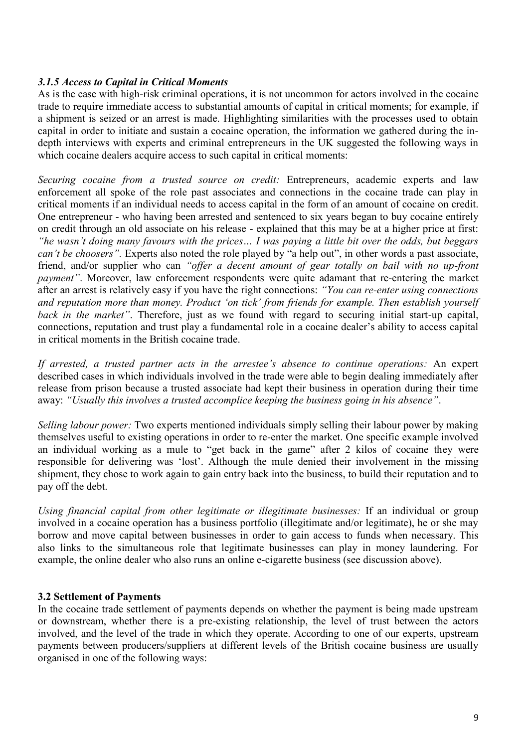### *3.1.5 Access to Capital in Critical Moments*

As is the case with high-risk criminal operations, it is not uncommon for actors involved in the cocaine trade to require immediate access to substantial amounts of capital in critical moments; for example, if a shipment is seized or an arrest is made. Highlighting similarities with the processes used to obtain capital in order to initiate and sustain a cocaine operation, the information we gathered during the in-depth interviews with experts and criminal entrepreneurs in the UK suggested the following ways in which cocaine dealers acquire access to such capital in critical moments:

*Securing cocaine from a trusted source on credit:* Entrepreneurs, academic experts and law enforcement all spoke of the role past associates and connections in the cocaine trade can play in critical moments if an individual needs to access capital in the form of an amount of cocaine on credit. One entrepreneur - who having been arrested and sentenced to six years began to buy cocaine entirely on credit through an old associate on his release - explained that this may be at a higher price at first: *"he wasn't doing many favours with the prices… I was paying a little bit over the odds, but beggars can't be choosers".* Experts also noted the role played by "a help out", in other words a past associate, friend, and/or supplier who can *"offer a decent amount of gear totally on bail with no up-front payment"*. Moreover, law enforcement respondents were quite adamant that re-entering the market after an arrest is relatively easy if you have the right connections: *"You can re-enter using connections and reputation more than money. Product 'on tick' from friends for example. Then establish yourself back in the market"*. Therefore, just as we found with regard to securing initial start-up capital, connections, reputation and trust play a fundamental role in a cocaine dealer's ability to access capital in critical moments in the British cocaine trade.

*If arrested, a trusted partner acts in the arrestee's absence to continue operations:* An expert described cases in which individuals involved in the trade were able to begin dealing immediately after release from prison because a trusted associate had kept their business in operation during their time away: *"Usually this involves a trusted accomplice keeping the business going in his absence"*.

*Selling labour power:* Two experts mentioned individuals simply selling their labour power by making themselves useful to existing operations in order to re-enter the market. One specific example involved an individual working as a mule to "get back in the game" after 2 kilos of cocaine they were responsible for delivering was 'lost'. Although the mule denied their involvement in the missing shipment, they chose to work again to gain entry back into the business, to build their reputation and to pay off the debt.

*Using financial capital from other legitimate or illegitimate businesses:* If an individual or group involved in a cocaine operation has a business portfolio (illegitimate and/or legitimate), he or she may borrow and move capital between businesses in order to gain access to funds when necessary. This also links to the simultaneous role that legitimate businesses can play in money laundering. For example, the online dealer who also runs an online e-cigarette business (see discussion above).

### 3.2 Settlement of Payments

In the cocaine trade settlement of payments depends on whether the payment is being made upstream or downstream, whether there is a pre-existing relationship, the level of trust between the actors involved, and the level of the trade in which they operate. According to one of our experts, upstream payments between producers/suppliers at different levels of the British cocaine business are usually organised in one of the following ways: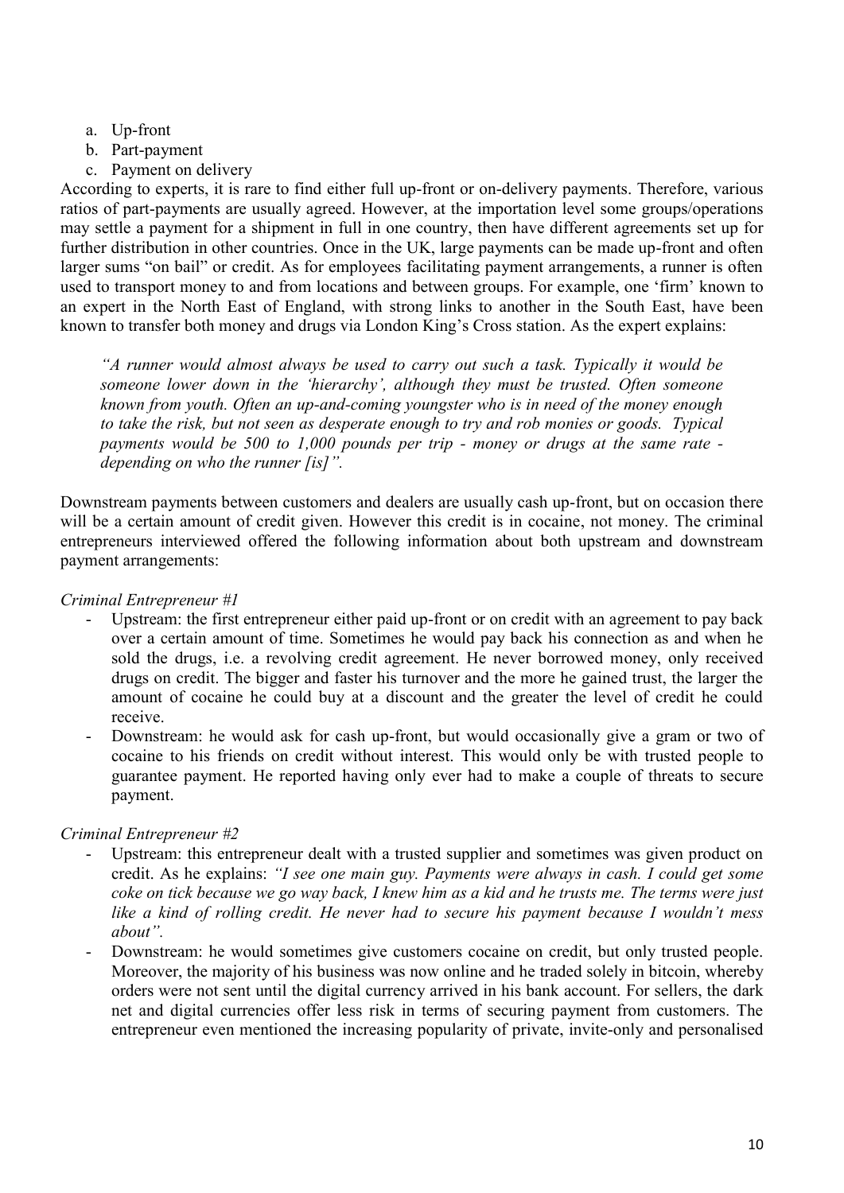a. Up-front
b. Part-payment
c. Payment on delivery

According to experts, it is rare to find either full up-front or on-delivery payments. Therefore, various ratios of part-payments are usually agreed. However, at the importation level some groups/operations may settle a payment for a shipment in full in one country, then have different agreements set up for further distribution in other countries. Once in the UK, large payments can be made up-front and often larger sums "on bail" or credit. As for employees facilitating payment arrangements, a runner is often used to transport money to and from locations and between groups. For example, one 'firm' known to an expert in the North East of England, with strong links to another in the South East, have been known to transfer both money and drugs via London King's Cross station. As the expert explains:

> *"A runner would almost always be used to carry out such a task. Typically it would be someone lower down in the 'hierarchy', although they must be trusted. Often someone known from youth. Often an up-and-coming youngster who is in need of the money enough to take the risk, but not seen as desperate enough to try and rob monies or goods. Typical payments would be 500 to 1,000 pounds per trip - money or drugs at the same rate - depending on who the runner [is]".*

Downstream payments between customers and dealers are usually cash up-front, but on occasion there will be a certain amount of credit given. However this credit is in cocaine, not money. The criminal entrepreneurs interviewed offered the following information about both upstream and downstream payment arrangements:

*Criminal Entrepreneur #1*

- Upstream: the first entrepreneur either paid up-front or on credit with an agreement to pay back over a certain amount of time. Sometimes he would pay back his connection as and when he sold the drugs, i.e. a revolving credit agreement. He never borrowed money, only received drugs on credit. The bigger and faster his turnover and the more he gained trust, the larger the amount of cocaine he could buy at a discount and the greater the level of credit he could receive.
- Downstream: he would ask for cash up-front, but would occasionally give a gram or two of cocaine to his friends on credit without interest. This would only be with trusted people to guarantee payment. He reported having only ever had to make a couple of threats to secure payment.

*Criminal Entrepreneur #2*

- Upstream: this entrepreneur dealt with a trusted supplier and sometimes was given product on credit. As he explains: *"I see one main guy. Payments were always in cash. I could get some coke on tick because we go way back, I knew him as a kid and he trusts me. The terms were just like a kind of rolling credit. He never had to secure his payment because I wouldn't mess about".*
- Downstream: he would sometimes give customers cocaine on credit, but only trusted people. Moreover, the majority of his business was now online and he traded solely in bitcoin, whereby orders were not sent until the digital currency arrived in his bank account. For sellers, the dark net and digital currencies offer less risk in terms of securing payment from customers. The entrepreneur even mentioned the increasing popularity of private, invite-only and personalised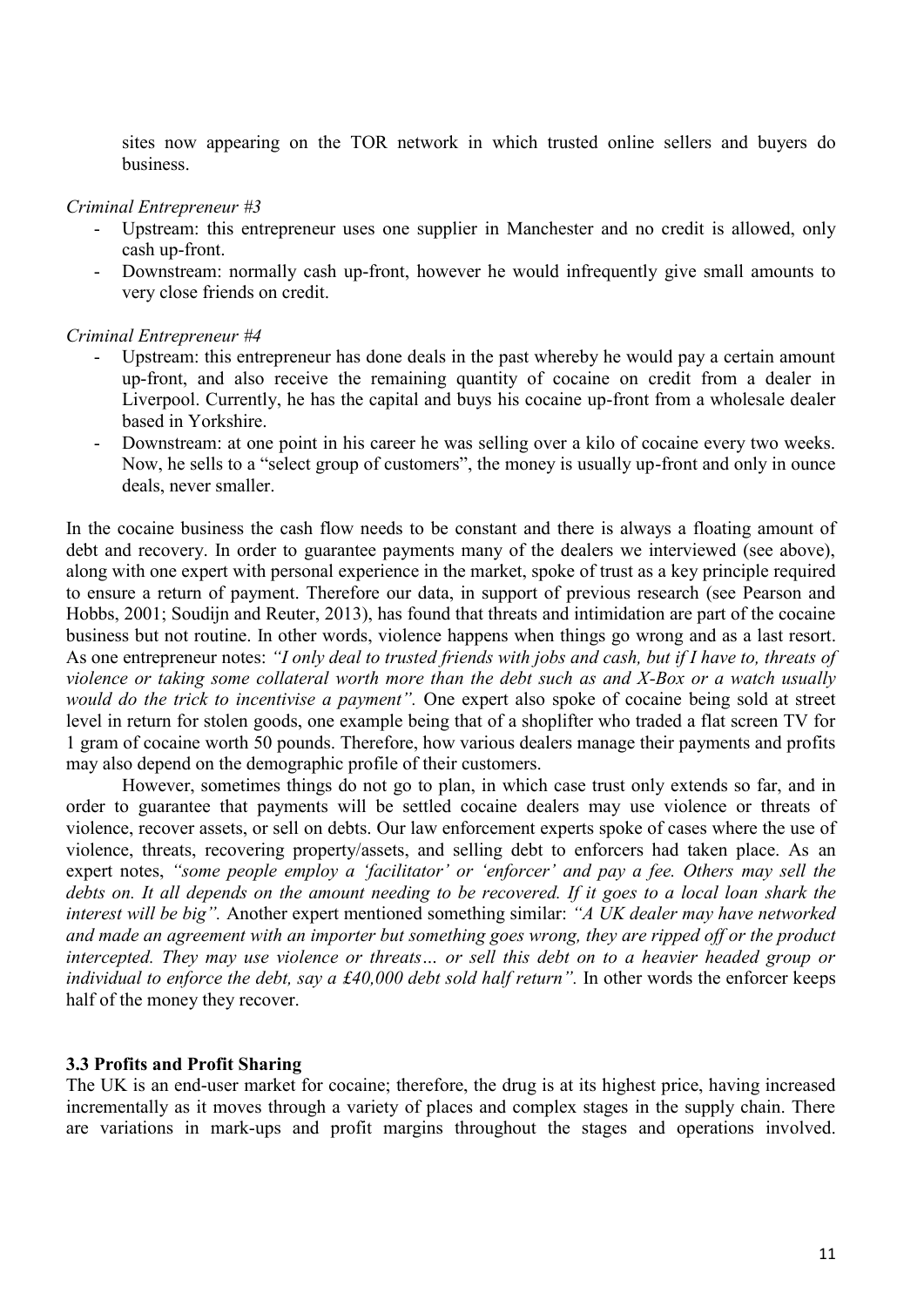sites now appearing on the TOR network in which trusted online sellers and buyers do business.

*Criminal Entrepreneur #3*

- Upstream: this entrepreneur uses one supplier in Manchester and no credit is allowed, only cash up-front.
- Downstream: normally cash up-front, however he would infrequently give small amounts to very close friends on credit.

*Criminal Entrepreneur #4*

- Upstream: this entrepreneur has done deals in the past whereby he would pay a certain amount up-front, and also receive the remaining quantity of cocaine on credit from a dealer in Liverpool. Currently, he has the capital and buys his cocaine up-front from a wholesale dealer based in Yorkshire.
- Downstream: at one point in his career he was selling over a kilo of cocaine every two weeks. Now, he sells to a "select group of customers", the money is usually up-front and only in ounce deals, never smaller.

In the cocaine business the cash flow needs to be constant and there is always a floating amount of debt and recovery. In order to guarantee payments many of the dealers we interviewed (see above), along with one expert with personal experience in the market, spoke of trust as a key principle required to ensure a return of payment. Therefore our data, in support of previous research (see Pearson and Hobbs, 2001; Soudijn and Reuter, 2013), has found that threats and intimidation are part of the cocaine business but not routine. In other words, violence happens when things go wrong and as a last resort. As one entrepreneur notes: *"I only deal to trusted friends with jobs and cash, but if I have to, threats of violence or taking some collateral worth more than the debt such as and X-Box or a watch usually would do the trick to incentivise a payment".* One expert also spoke of cocaine being sold at street level in return for stolen goods, one example being that of a shoplifter who traded a flat screen TV for 1 gram of cocaine worth 50 pounds. Therefore, how various dealers manage their payments and profits may also depend on the demographic profile of their customers.

However, sometimes things do not go to plan, in which case trust only extends so far, and in order to guarantee that payments will be settled cocaine dealers may use violence or threats of violence, recover assets, or sell on debts. Our law enforcement experts spoke of cases where the use of violence, threats, recovering property/assets, and selling debt to enforcers had taken place. As an expert notes, *"some people employ a 'facilitator' or 'enforcer' and pay a fee. Others may sell the debts on. It all depends on the amount needing to be recovered. If it goes to a local loan shark the interest will be big".* Another expert mentioned something similar: *"A UK dealer may have networked and made an agreement with an importer but something goes wrong, they are ripped off or the product intercepted. They may use violence or threats… or sell this debt on to a heavier headed group or individual to enforce the debt, say a £40,000 debt sold half return".* In other words the enforcer keeps half of the money they recover.

### 3.3 Profits and Profit Sharing

The UK is an end-user market for cocaine; therefore, the drug is at its highest price, having increased incrementally as it moves through a variety of places and complex stages in the supply chain. There are variations in mark-ups and profit margins throughout the stages and operations involved.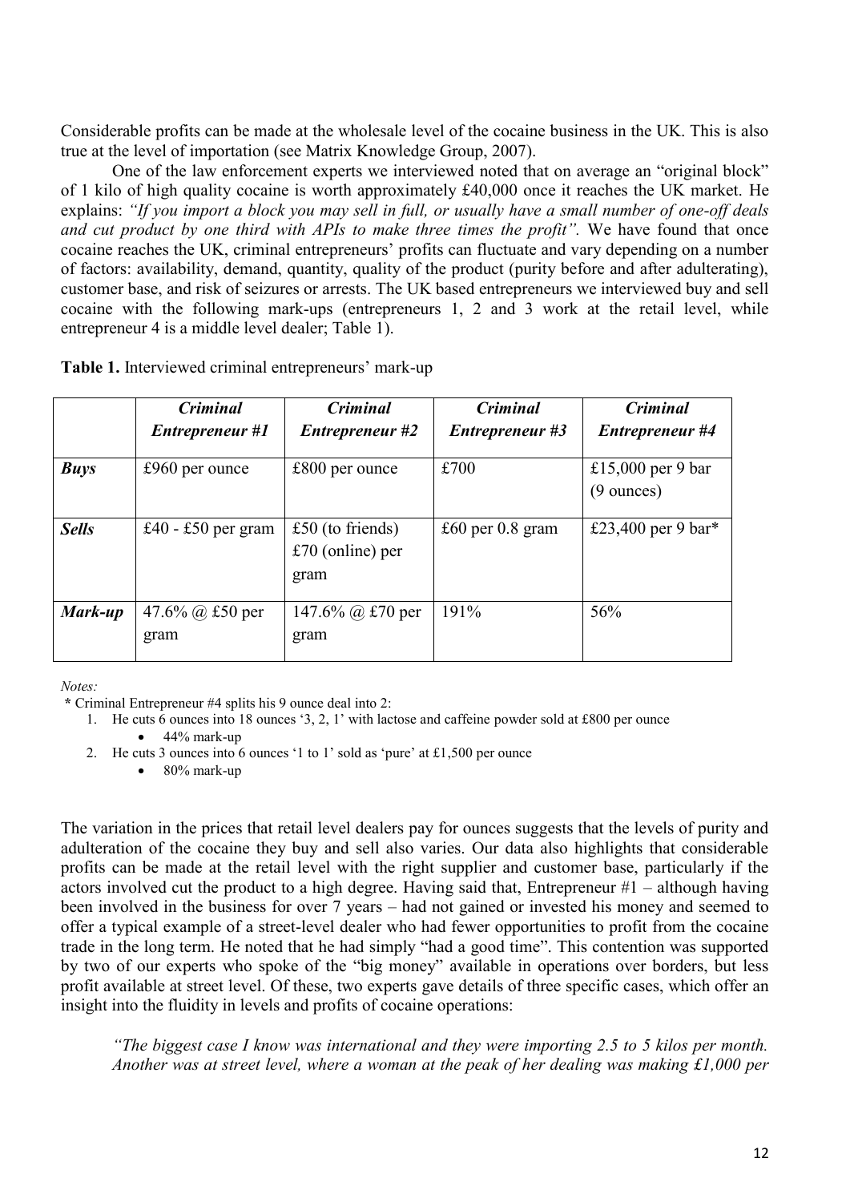Considerable profits can be made at the wholesale level of the cocaine business in the UK. This is also true at the level of importation (see Matrix Knowledge Group, 2007).

One of the law enforcement experts we interviewed noted that on average an "original block" of 1 kilo of high quality cocaine is worth approximately £40,000 once it reaches the UK market. He explains: *"If you import a block you may sell in full, or usually have a small number of one-off deals and cut product by one third with APIs to make three times the profit".* We have found that once cocaine reaches the UK, criminal entrepreneurs' profits can fluctuate and vary depending on a number of factors: availability, demand, quantity, quality of the product (purity before and after adulterating), customer base, and risk of seizures or arrests. The UK based entrepreneurs we interviewed buy and sell cocaine with the following mark-ups (entrepreneurs 1, 2 and 3 work at the retail level, while entrepreneur 4 is a middle level dealer; Table 1).

**Table 1.** Interviewed criminal entrepreneurs' mark-up

| | ***Criminal Entrepreneur #1*** | ***Criminal Entrepreneur #2*** | ***Criminal Entrepreneur #3*** | ***Criminal Entrepreneur #4*** |
|---|---|---|---|---|
| ***Buys*** | £960 per ounce | £800 per ounce | £700 | £15,000 per 9 bar (9 ounces) |
| ***Sells*** | £40 - £50 per gram | £50 (to friends) £70 (online) per gram | £60 per 0.8 gram | £23,400 per 9 bar* |
| ***Mark-up*** | 47.6% @ £50 per gram | 147.6% @ £70 per gram | 191% | 56% |

*Notes:*

**\*** Criminal Entrepreneur #4 splits his 9 ounce deal into 2:

1. He cuts 6 ounces into 18 ounces '3, 2, 1' with lactose and caffeine powder sold at £800 per ounce
   - 44% mark-up
2. He cuts 3 ounces into 6 ounces '1 to 1' sold as 'pure' at £1,500 per ounce
   - 80% mark-up

The variation in the prices that retail level dealers pay for ounces suggests that the levels of purity and adulteration of the cocaine they buy and sell also varies. Our data also highlights that considerable profits can be made at the retail level with the right supplier and customer base, particularly if the actors involved cut the product to a high degree. Having said that, Entrepreneur #1 – although having been involved in the business for over 7 years – had not gained or invested his money and seemed to offer a typical example of a street-level dealer who had fewer opportunities to profit from the cocaine trade in the long term. He noted that he had simply "had a good time". This contention was supported by two of our experts who spoke of the "big money" available in operations over borders, but less profit available at street level. Of these, two experts gave details of three specific cases, which offer an insight into the fluidity in levels and profits of cocaine operations:

> *"The biggest case I know was international and they were importing 2.5 to 5 kilos per month. Another was at street level, where a woman at the peak of her dealing was making £1,000 per*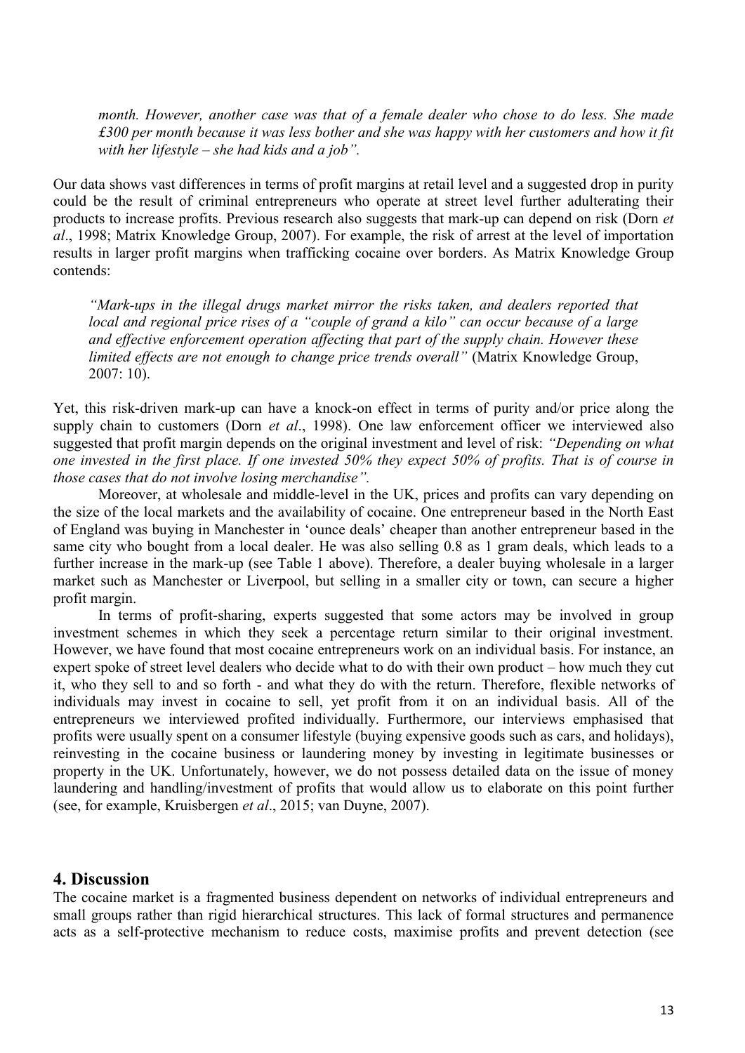*month. However, another case was that of a female dealer who chose to do less. She made £300 per month because it was less bother and she was happy with her customers and how it fit with her lifestyle – she had kids and a job".*

Our data shows vast differences in terms of profit margins at retail level and a suggested drop in purity could be the result of criminal entrepreneurs who operate at street level further adulterating their products to increase profits. Previous research also suggests that mark-up can depend on risk (Dorn *et al*., 1998; Matrix Knowledge Group, 2007). For example, the risk of arrest at the level of importation results in larger profit margins when trafficking cocaine over borders. As Matrix Knowledge Group contends:

> *"Mark-ups in the illegal drugs market mirror the risks taken, and dealers reported that local and regional price rises of a "couple of grand a kilo" can occur because of a large and effective enforcement operation affecting that part of the supply chain. However these limited effects are not enough to change price trends overall"* (Matrix Knowledge Group, 2007: 10).

Yet, this risk-driven mark-up can have a knock-on effect in terms of purity and/or price along the supply chain to customers (Dorn *et al*., 1998). One law enforcement officer we interviewed also suggested that profit margin depends on the original investment and level of risk: *"Depending on what one invested in the first place. If one invested 50% they expect 50% of profits. That is of course in those cases that do not involve losing merchandise".*

Moreover, at wholesale and middle-level in the UK, prices and profits can vary depending on the size of the local markets and the availability of cocaine. One entrepreneur based in the North East of England was buying in Manchester in 'ounce deals' cheaper than another entrepreneur based in the same city who bought from a local dealer. He was also selling 0.8 as 1 gram deals, which leads to a further increase in the mark-up (see Table 1 above). Therefore, a dealer buying wholesale in a larger market such as Manchester or Liverpool, but selling in a smaller city or town, can secure a higher profit margin.

In terms of profit-sharing, experts suggested that some actors may be involved in group investment schemes in which they seek a percentage return similar to their original investment. However, we have found that most cocaine entrepreneurs work on an individual basis. For instance, an expert spoke of street level dealers who decide what to do with their own product – how much they cut it, who they sell to and so forth - and what they do with the return. Therefore, flexible networks of individuals may invest in cocaine to sell, yet profit from it on an individual basis. All of the entrepreneurs we interviewed profited individually. Furthermore, our interviews emphasised that profits were usually spent on a consumer lifestyle (buying expensive goods such as cars, and holidays), reinvesting in the cocaine business or laundering money by investing in legitimate businesses or property in the UK. Unfortunately, however, we do not possess detailed data on the issue of money laundering and handling/investment of profits that would allow us to elaborate on this point further (see, for example, Kruisbergen *et al*., 2015; van Duyne, 2007).

## 4. Discussion

The cocaine market is a fragmented business dependent on networks of individual entrepreneurs and small groups rather than rigid hierarchical structures. This lack of formal structures and permanence acts as a self-protective mechanism to reduce costs, maximise profits and prevent detection (see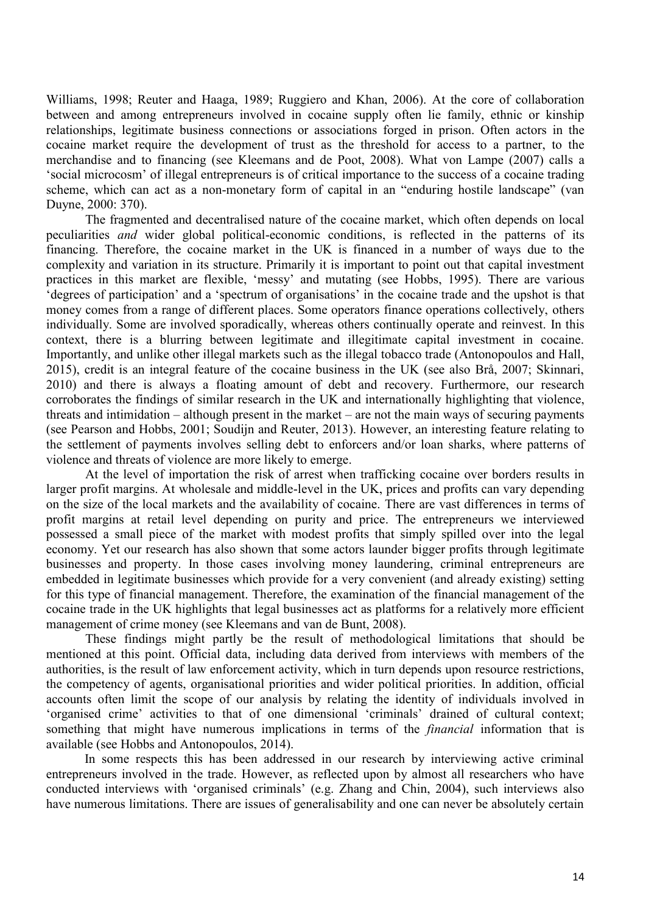Williams, 1998; Reuter and Haaga, 1989; Ruggiero and Khan, 2006). At the core of collaboration between and among entrepreneurs involved in cocaine supply often lie family, ethnic or kinship relationships, legitimate business connections or associations forged in prison. Often actors in the cocaine market require the development of trust as the threshold for access to a partner, to the merchandise and to financing (see Kleemans and de Poot, 2008). What von Lampe (2007) calls a 'social microcosm' of illegal entrepreneurs is of critical importance to the success of a cocaine trading scheme, which can act as a non-monetary form of capital in an "enduring hostile landscape" (van Duyne, 2000: 370).

The fragmented and decentralised nature of the cocaine market, which often depends on local peculiarities *and* wider global political-economic conditions, is reflected in the patterns of its financing. Therefore, the cocaine market in the UK is financed in a number of ways due to the complexity and variation in its structure. Primarily it is important to point out that capital investment practices in this market are flexible, 'messy' and mutating (see Hobbs, 1995). There are various 'degrees of participation' and a 'spectrum of organisations' in the cocaine trade and the upshot is that money comes from a range of different places. Some operators finance operations collectively, others individually. Some are involved sporadically, whereas others continually operate and reinvest. In this context, there is a blurring between legitimate and illegitimate capital investment in cocaine. Importantly, and unlike other illegal markets such as the illegal tobacco trade (Antonopoulos and Hall, 2015), credit is an integral feature of the cocaine business in the UK (see also Brå, 2007; Skinnari, 2010) and there is always a floating amount of debt and recovery. Furthermore, our research corroborates the findings of similar research in the UK and internationally highlighting that violence, threats and intimidation – although present in the market – are not the main ways of securing payments (see Pearson and Hobbs, 2001; Soudijn and Reuter, 2013). However, an interesting feature relating to the settlement of payments involves selling debt to enforcers and/or loan sharks, where patterns of violence and threats of violence are more likely to emerge.

At the level of importation the risk of arrest when trafficking cocaine over borders results in larger profit margins. At wholesale and middle-level in the UK, prices and profits can vary depending on the size of the local markets and the availability of cocaine. There are vast differences in terms of profit margins at retail level depending on purity and price. The entrepreneurs we interviewed possessed a small piece of the market with modest profits that simply spilled over into the legal economy. Yet our research has also shown that some actors launder bigger profits through legitimate businesses and property. In those cases involving money laundering, criminal entrepreneurs are embedded in legitimate businesses which provide for a very convenient (and already existing) setting for this type of financial management. Therefore, the examination of the financial management of the cocaine trade in the UK highlights that legal businesses act as platforms for a relatively more efficient management of crime money (see Kleemans and van de Bunt, 2008).

These findings might partly be the result of methodological limitations that should be mentioned at this point. Official data, including data derived from interviews with members of the authorities, is the result of law enforcement activity, which in turn depends upon resource restrictions, the competency of agents, organisational priorities and wider political priorities. In addition, official accounts often limit the scope of our analysis by relating the identity of individuals involved in 'organised crime' activities to that of one dimensional 'criminals' drained of cultural context; something that might have numerous implications in terms of the *financial* information that is available (see Hobbs and Antonopoulos, 2014).

In some respects this has been addressed in our research by interviewing active criminal entrepreneurs involved in the trade. However, as reflected upon by almost all researchers who have conducted interviews with 'organised criminals' (e.g. Zhang and Chin, 2004), such interviews also have numerous limitations. There are issues of generalisability and one can never be absolutely certain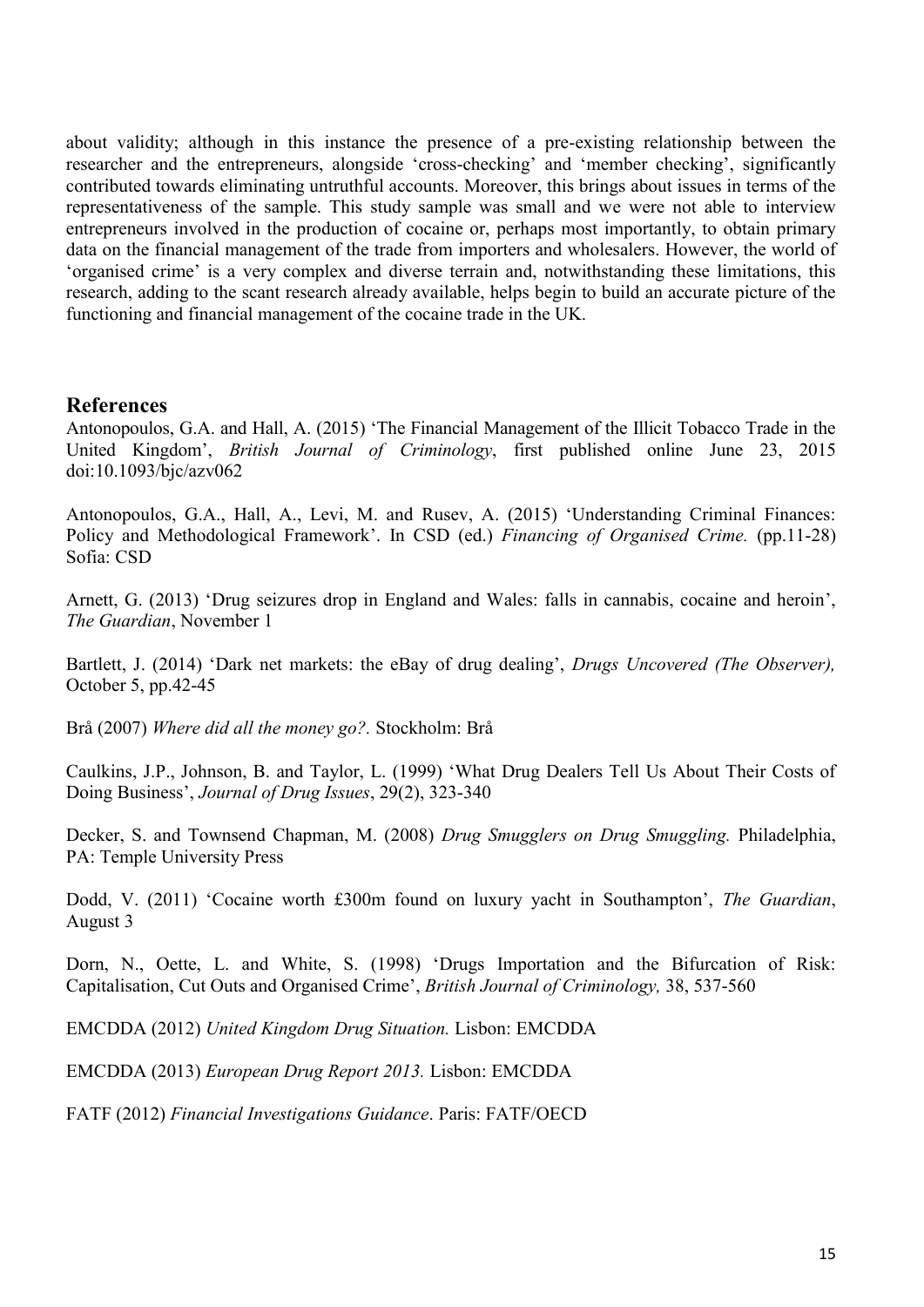about validity; although in this instance the presence of a pre-existing relationship between the researcher and the entrepreneurs, alongside 'cross-checking' and 'member checking', significantly contributed towards eliminating untruthful accounts. Moreover, this brings about issues in terms of the representativeness of the sample. This study sample was small and we were not able to interview entrepreneurs involved in the production of cocaine or, perhaps most importantly, to obtain primary data on the financial management of the trade from importers and wholesalers. However, the world of 'organised crime' is a very complex and diverse terrain and, notwithstanding these limitations, this research, adding to the scant research already available, helps begin to build an accurate picture of the functioning and financial management of the cocaine trade in the UK.

## References

Antonopoulos, G.A. and Hall, A. (2015) 'The Financial Management of the Illicit Tobacco Trade in the United Kingdom', *British Journal of Criminology*, first published online June 23, 2015 doi:10.1093/bjc/azv062

Antonopoulos, G.A., Hall, A., Levi, M. and Rusev, A. (2015) 'Understanding Criminal Finances: Policy and Methodological Framework'. In CSD (ed.) *Financing of Organised Crime.* (pp.11-28) Sofia: CSD

Arnett, G. (2013) 'Drug seizures drop in England and Wales: falls in cannabis, cocaine and heroin', *The Guardian*, November 1

Bartlett, J. (2014) 'Dark net markets: the eBay of drug dealing', *Drugs Uncovered (The Observer),* October 5, pp.42-45

Brå (2007) *Where did all the money go?.* Stockholm: Brå

Caulkins, J.P., Johnson, B. and Taylor, L. (1999) 'What Drug Dealers Tell Us About Their Costs of Doing Business', *Journal of Drug Issues*, 29(2), 323-340

Decker, S. and Townsend Chapman, M. (2008) *Drug Smugglers on Drug Smuggling.* Philadelphia, PA: Temple University Press

Dodd, V. (2011) 'Cocaine worth £300m found on luxury yacht in Southampton', *The Guardian*, August 3

Dorn, N., Oette, L. and White, S. (1998) 'Drugs Importation and the Bifurcation of Risk: Capitalisation, Cut Outs and Organised Crime', *British Journal of Criminology,* 38, 537-560

EMCDDA (2012) *United Kingdom Drug Situation.* Lisbon: EMCDDA

EMCDDA (2013) *European Drug Report 2013.* Lisbon: EMCDDA

FATF (2012) *Financial Investigations Guidance*. Paris: FATF/OECD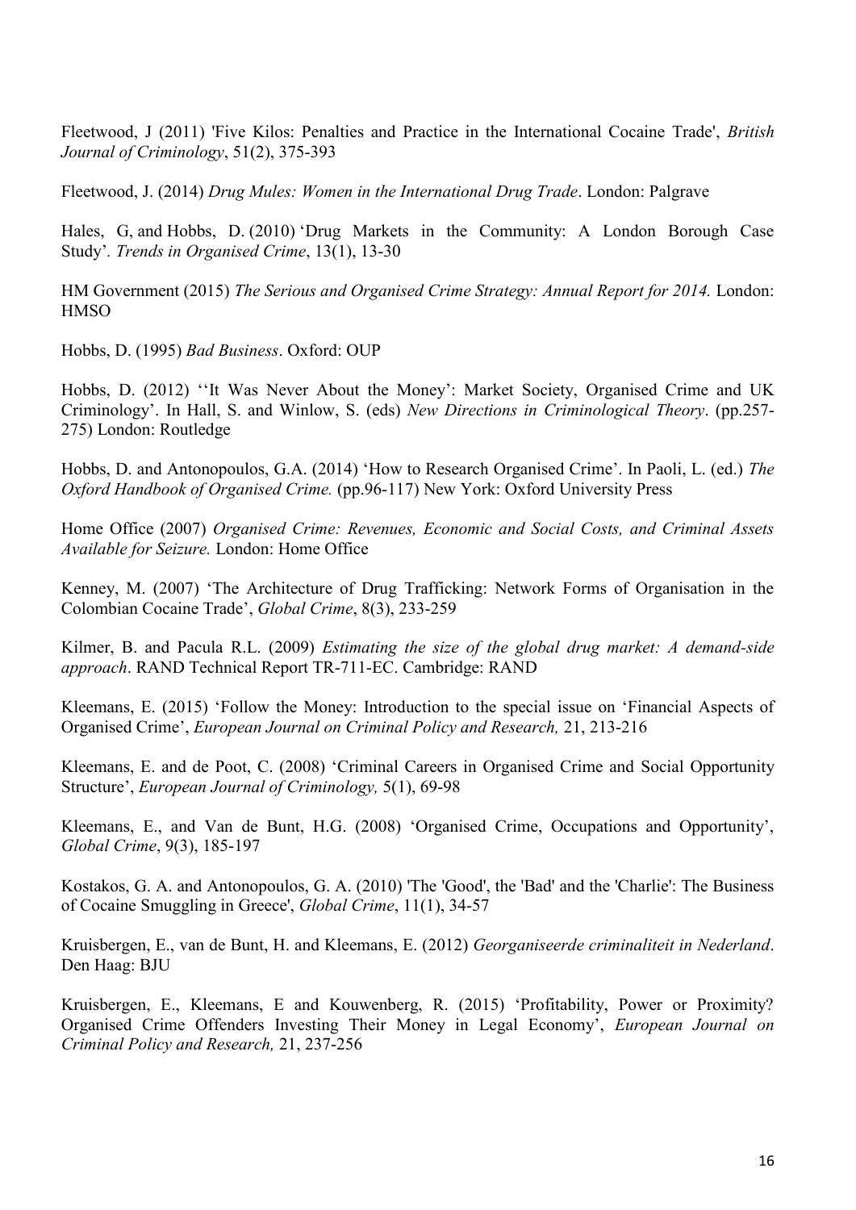Fleetwood, J (2011) 'Five Kilos: Penalties and Practice in the International Cocaine Trade', *British Journal of Criminology*, 51(2), 375-393

Fleetwood, J. (2014) *Drug Mules: Women in the International Drug Trade*. London: Palgrave

Hales, G, and Hobbs, D. (2010) 'Drug Markets in the Community: A London Borough Case Study'. *Trends in Organised Crime*, 13(1), 13-30

HM Government (2015) *The Serious and Organised Crime Strategy: Annual Report for 2014.* London: HMSO

Hobbs, D. (1995) *Bad Business*. Oxford: OUP

Hobbs, D. (2012) ''It Was Never About the Money': Market Society, Organised Crime and UK Criminology'. In Hall, S. and Winlow, S. (eds) *New Directions in Criminological Theory*. (pp.257-275) London: Routledge

Hobbs, D. and Antonopoulos, G.A. (2014) 'How to Research Organised Crime'. In Paoli, L. (ed.) *The Oxford Handbook of Organised Crime.* (pp.96-117) New York: Oxford University Press

Home Office (2007) *Organised Crime: Revenues, Economic and Social Costs, and Criminal Assets Available for Seizure.* London: Home Office

Kenney, M. (2007) 'The Architecture of Drug Trafficking: Network Forms of Organisation in the Colombian Cocaine Trade', *Global Crime*, 8(3), 233-259

Kilmer, B. and Pacula R.L. (2009) *Estimating the size of the global drug market: A demand-side approach*. RAND Technical Report TR-711-EC. Cambridge: RAND

Kleemans, E. (2015) 'Follow the Money: Introduction to the special issue on 'Financial Aspects of Organised Crime', *European Journal on Criminal Policy and Research,* 21, 213-216

Kleemans, E. and de Poot, C. (2008) 'Criminal Careers in Organised Crime and Social Opportunity Structure', *European Journal of Criminology,* 5(1), 69-98

Kleemans, E., and Van de Bunt, H.G. (2008) 'Organised Crime, Occupations and Opportunity', *Global Crime*, 9(3), 185-197

Kostakos, G. A. and Antonopoulos, G. A. (2010) 'The 'Good', the 'Bad' and the 'Charlie': The Business of Cocaine Smuggling in Greece', *Global Crime*, 11(1), 34-57

Kruisbergen, E., van de Bunt, H. and Kleemans, E. (2012) *Georganiseerde criminaliteit in Nederland*. Den Haag: BJU

Kruisbergen, E., Kleemans, E and Kouwenberg, R. (2015) 'Profitability, Power or Proximity? Organised Crime Offenders Investing Their Money in Legal Economy', *European Journal on Criminal Policy and Research,* 21, 237-256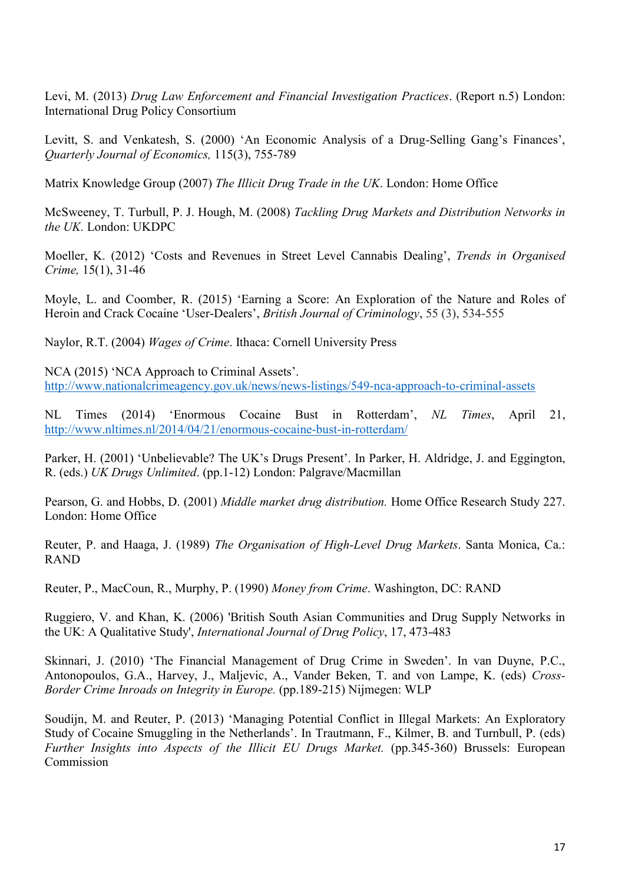Levi, M. (2013) *Drug Law Enforcement and Financial Investigation Practices*. (Report n.5) London: International Drug Policy Consortium

Levitt, S. and Venkatesh, S. (2000) 'An Economic Analysis of a Drug-Selling Gang's Finances', *Quarterly Journal of Economics,* 115(3), 755-789

Matrix Knowledge Group (2007) *The Illicit Drug Trade in the UK*. London: Home Office

McSweeney, T. Turbull, P. J. Hough, M. (2008) *Tackling Drug Markets and Distribution Networks in the UK.* London: UKDPC

Moeller, K. (2012) 'Costs and Revenues in Street Level Cannabis Dealing', *Trends in Organised Crime,* 15(1), 31-46

Moyle, L. and Coomber, R. (2015) 'Earning a Score: An Exploration of the Nature and Roles of Heroin and Crack Cocaine 'User-Dealers', *British Journal of Criminology*, 55 (3), 534-555

Naylor, R.T. (2004) *Wages of Crime*. Ithaca: Cornell University Press

NCA (2015) 'NCA Approach to Criminal Assets'.
http://www.nationalcrimeagency.gov.uk/news/news-listings/549-nca-approach-to-criminal-assets

NL Times (2014) 'Enormous Cocaine Bust in Rotterdam', *NL Times*, April 21, http://www.nltimes.nl/2014/04/21/enormous-cocaine-bust-in-rotterdam/

Parker, H. (2001) 'Unbelievable? The UK's Drugs Present'. In Parker, H. Aldridge, J. and Eggington, R. (eds.) *UK Drugs Unlimited*. (pp.1-12) London: Palgrave/Macmillan

Pearson, G. and Hobbs, D. (2001) *Middle market drug distribution.* Home Office Research Study 227. London: Home Office

Reuter, P. and Haaga, J. (1989) *The Organisation of High-Level Drug Markets*. Santa Monica, Ca.: RAND

Reuter, P., MacCoun, R., Murphy, P. (1990) *Money from Crime*. Washington, DC: RAND

Ruggiero, V. and Khan, K. (2006) 'British South Asian Communities and Drug Supply Networks in the UK: A Qualitative Study', *International Journal of Drug Policy*, 17, 473-483

Skinnari, J. (2010) 'The Financial Management of Drug Crime in Sweden'. In van Duyne, P.C., Antonopoulos, G.A., Harvey, J., Maljevic, A., Vander Beken, T. and von Lampe, K. (eds) *Cross-Border Crime Inroads on Integrity in Europe.* (pp.189-215) Nijmegen: WLP

Soudijn, M. and Reuter, P. (2013) 'Managing Potential Conflict in Illegal Markets: An Exploratory Study of Cocaine Smuggling in the Netherlands'. In Trautmann, F., Kilmer, B. and Turnbull, P. (eds) *Further Insights into Aspects of the Illicit EU Drugs Market.* (pp.345-360) Brussels: European Commission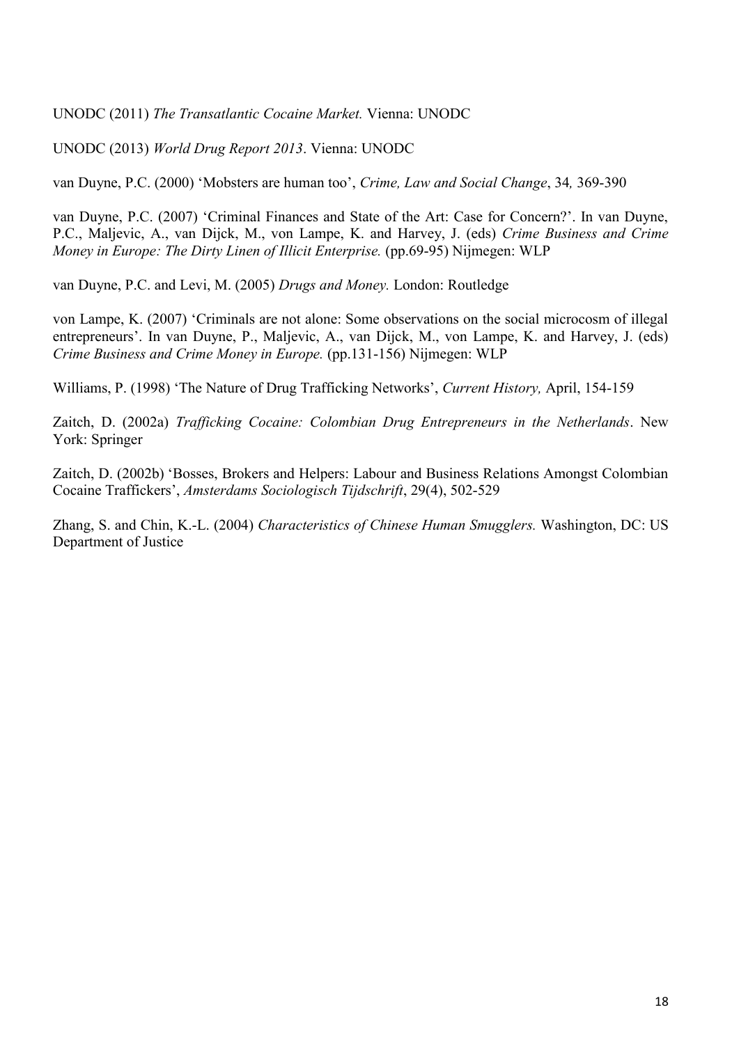UNODC (2011) *The Transatlantic Cocaine Market.* Vienna: UNODC

UNODC (2013) *World Drug Report 2013*. Vienna: UNODC

van Duyne, P.C. (2000) 'Mobsters are human too', *Crime, Law and Social Change*, 34*,* 369-390

van Duyne, P.C. (2007) 'Criminal Finances and State of the Art: Case for Concern?'. In van Duyne, P.C., Maljevic, A., van Dijck, M., von Lampe, K. and Harvey, J. (eds) *Crime Business and Crime Money in Europe: The Dirty Linen of Illicit Enterprise.* (pp.69-95) Nijmegen: WLP

van Duyne, P.C. and Levi, M. (2005) *Drugs and Money.* London: Routledge

von Lampe, K. (2007) 'Criminals are not alone: Some observations on the social microcosm of illegal entrepreneurs'. In van Duyne, P., Maljevic, A., van Dijck, M., von Lampe, K. and Harvey, J. (eds) *Crime Business and Crime Money in Europe.* (pp.131-156) Nijmegen: WLP

Williams, P. (1998) 'The Nature of Drug Trafficking Networks', *Current History,* April, 154-159

Zaitch, D. (2002a) *Trafficking Cocaine: Colombian Drug Entrepreneurs in the Netherlands*. New York: Springer

Zaitch, D. (2002b) 'Bosses, Brokers and Helpers: Labour and Business Relations Amongst Colombian Cocaine Traffickers', *Amsterdams Sociologisch Tijdschrift*, 29(4), 502-529

Zhang, S. and Chin, K.-L. (2004) *Characteristics of Chinese Human Smugglers.* Washington, DC: US Department of Justice